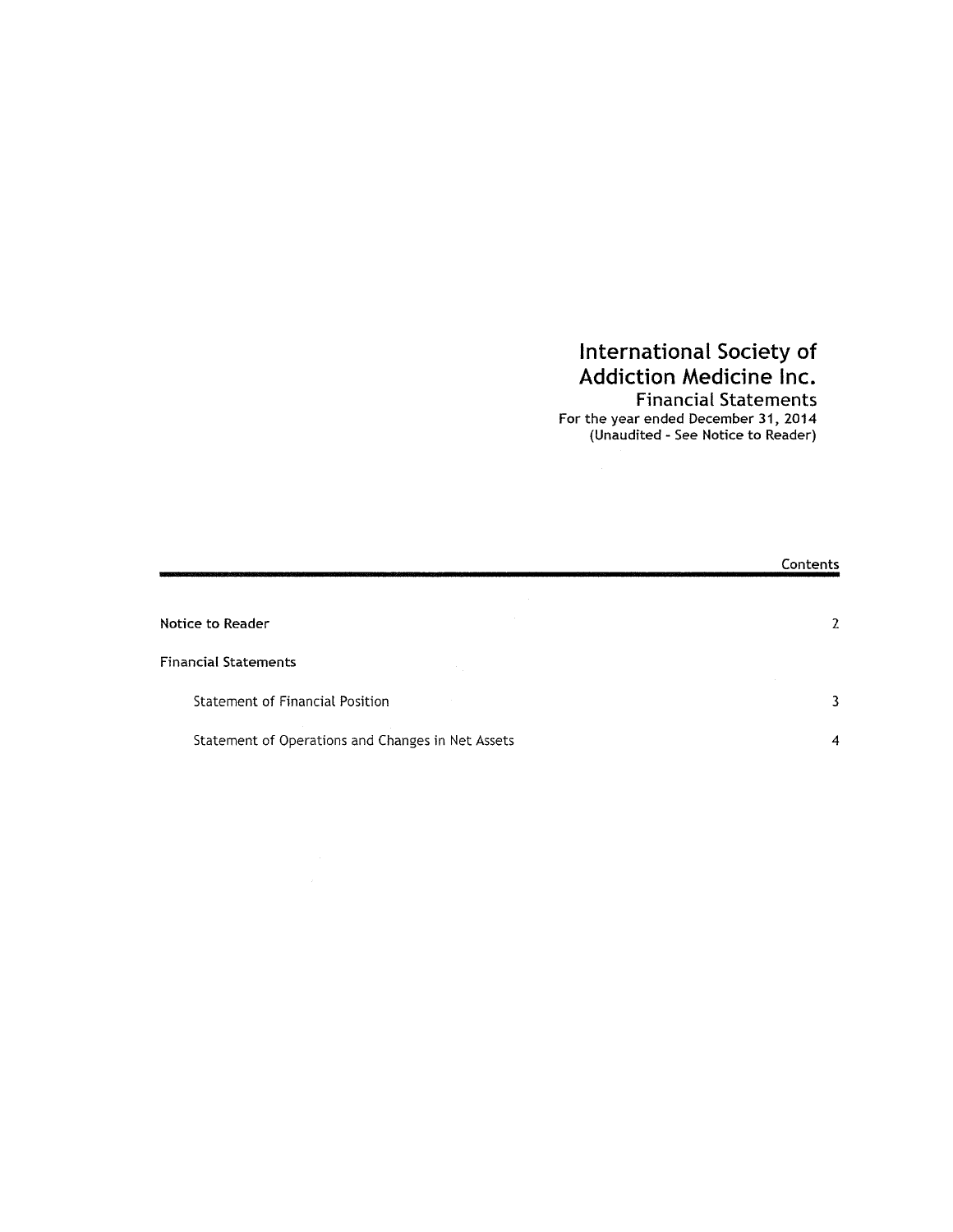# International Society of Addiction Medicine Inc.

## Financial Statements

For the year ended December 31, 2014
(Unaudited - See Notice to Reader)

| | Contents |
|---|---|
| Notice to Reader | 2 |
| **Financial Statements** | |
| Statement of Financial Position | 3 |
| Statement of Operations and Changes in Net Assets | 4 |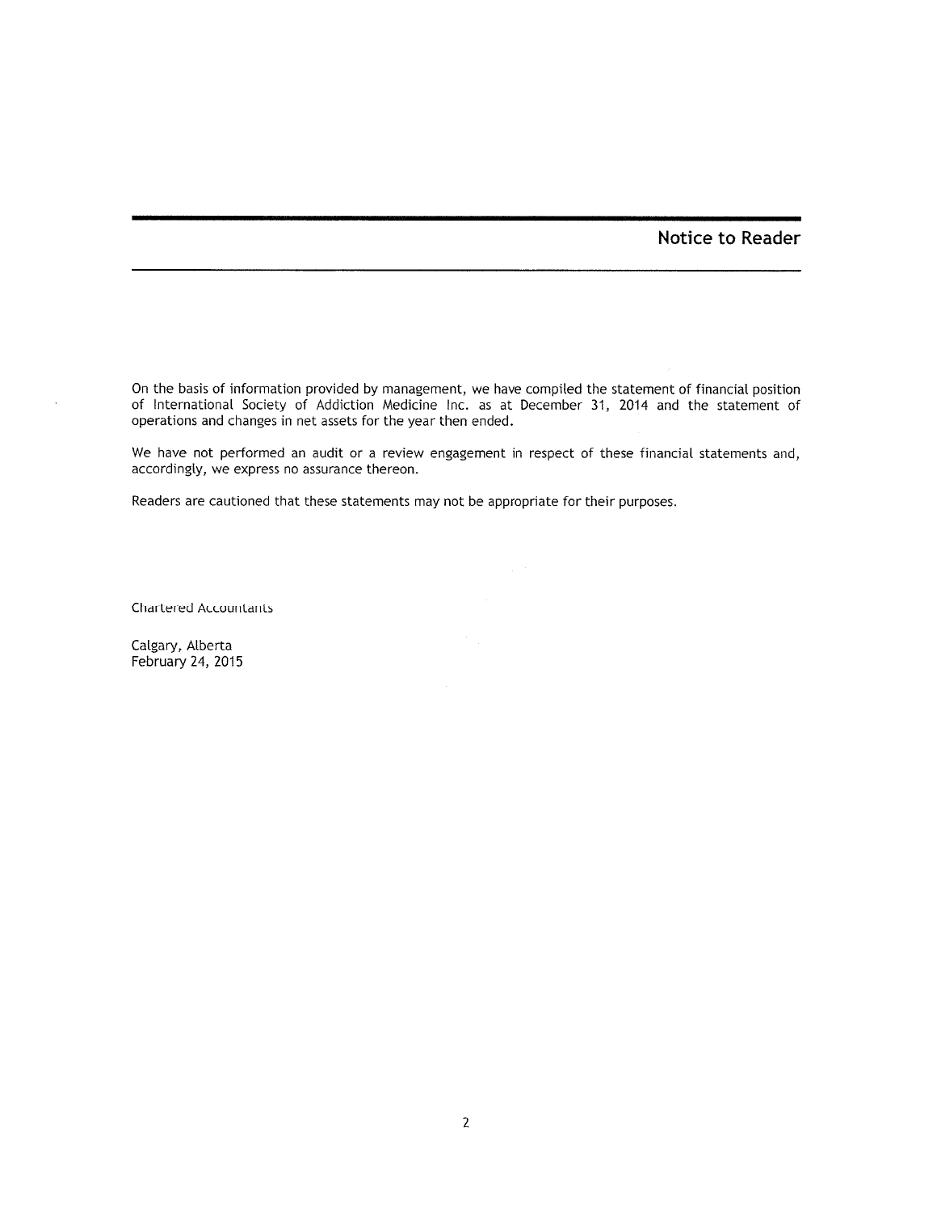## Notice to Reader

On the basis of information provided by management, we have compiled the statement of financial position of International Society of Addiction Medicine Inc. as at December 31, 2014 and the statement of operations and changes in net assets for the year then ended.

We have not performed an audit or a review engagement in respect of these financial statements and, accordingly, we express no assurance thereon.

Readers are cautioned that these statements may not be appropriate for their purposes.

Chartered Accountants

Calgary, Alberta
February 24, 2015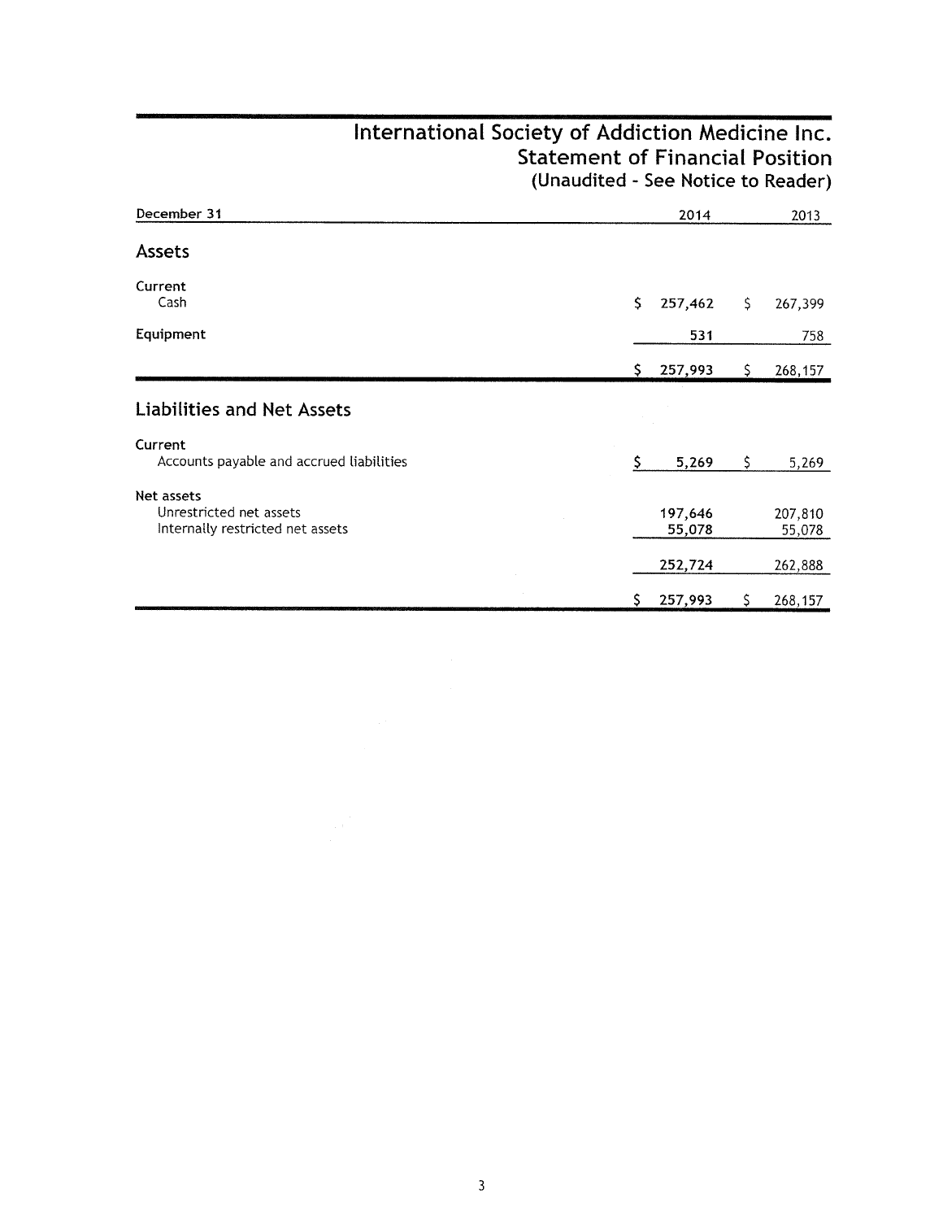# International Society of Addiction Medicine Inc.
## Statement of Financial Position
### (Unaudited - See Notice to Reader)

| December 31 | 2014 | 2013 |
|---|---|---|
| **Assets** | | |
| **Current** | | |
| Cash | $ 257,462 | $ 267,399 |
| **Equipment** | 531 | 758 |
| | $ 257,993 | $ 268,157 |
| **Liabilities and Net Assets** | | |
| **Current** | | |
| Accounts payable and accrued liabilities | $ 5,269 | $ 5,269 |
| **Net assets** | | |
| Unrestricted net assets | 197,646 | 207,810 |
| Internally restricted net assets | 55,078 | 55,078 |
| | 252,724 | 262,888 |
| | $ 257,993 | $ 268,157 |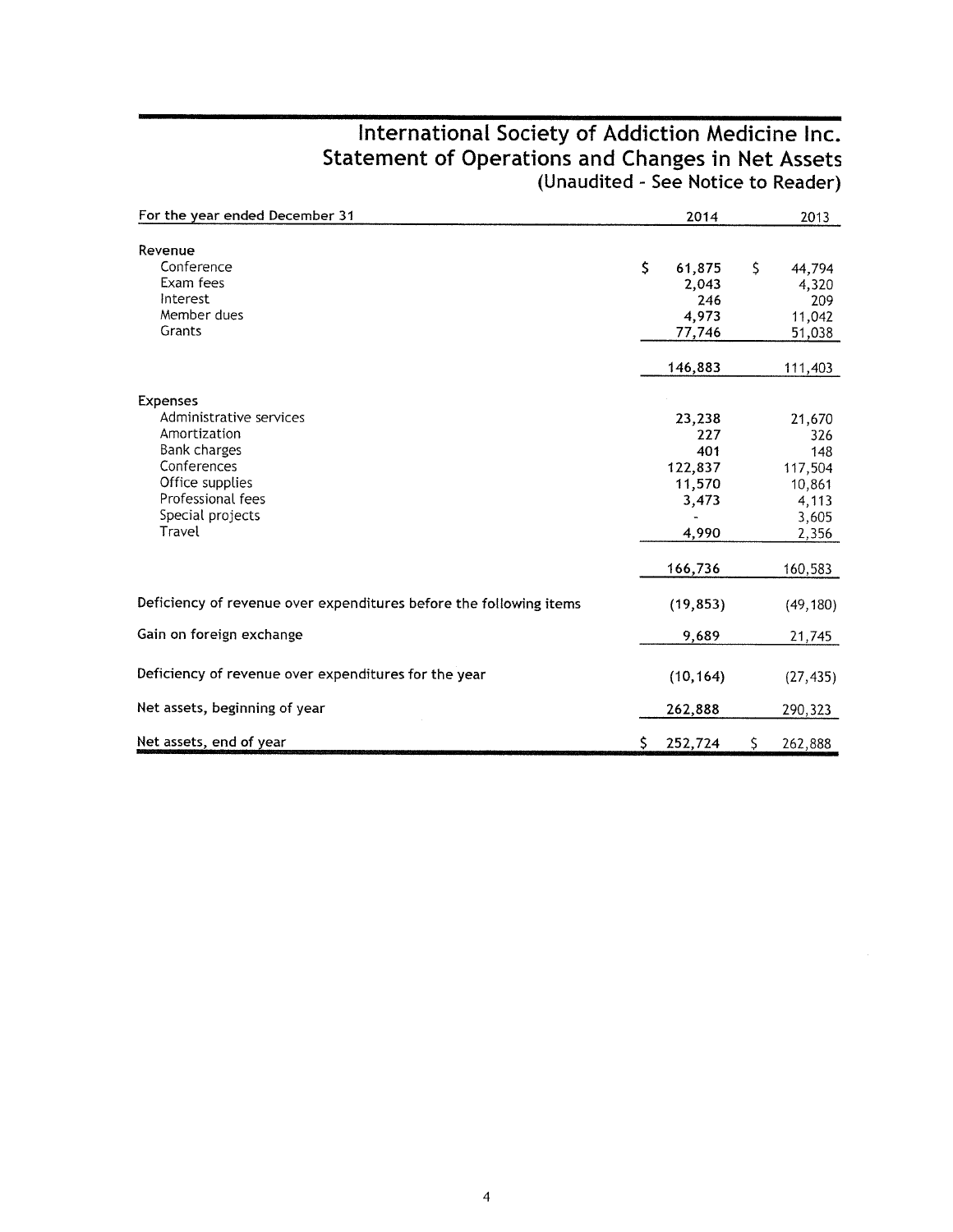# International Society of Addiction Medicine Inc.
## Statement of Operations and Changes in Net Assets
### (Unaudited - See Notice to Reader)

| For the year ended December 31 | 2014 | 2013 |
|---|---|---|
| **Revenue** | | |
| Conference | $ 61,875 | $ 44,794 |
| Exam fees | 2,043 | 4,320 |
| Interest | 246 | 209 |
| Member dues | 4,973 | 11,042 |
| Grants | 77,746 | 51,038 |
| | 146,883 | 111,403 |
| **Expenses** | | |
| Administrative services | 23,238 | 21,670 |
| Amortization | 227 | 326 |
| Bank charges | 401 | 148 |
| Conferences | 122,837 | 117,504 |
| Office supplies | 11,570 | 10,861 |
| Professional fees | 3,473 | 4,113 |
| Special projects | - | 3,605 |
| Travel | 4,990 | 2,356 |
| | 166,736 | 160,583 |
| Deficiency of revenue over expenditures before the following items | (19,853) | (49,180) |
| Gain on foreign exchange | 9,689 | 21,745 |
| Deficiency of revenue over expenditures for the year | (10,164) | (27,435) |
| Net assets, beginning of year | 262,888 | 290,323 |
| Net assets, end of year | $ 252,724 | $ 262,888 |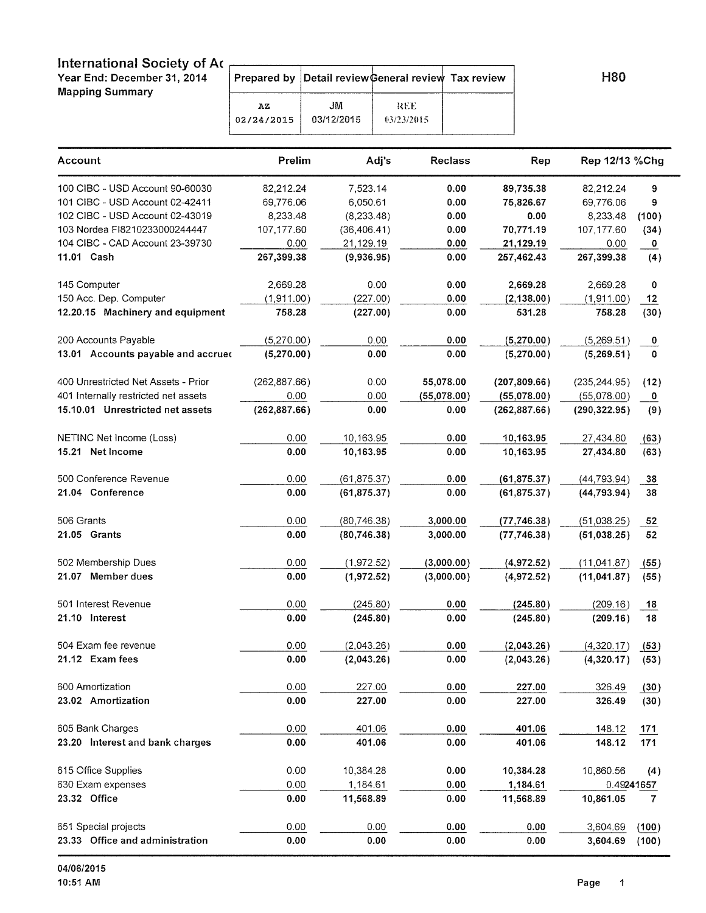**International Society of Ac**
**Year End: December 31, 2014**
**Mapping Summary**

| Prepared by | Detail review | General review | Tax review |
|---|---|---|---|
| AZ 02/24/2015 | JM 03/12/2015 | REE 03/23/2015 | |

**H80**

| Account | Prelim | Adj's | Reclass | Rep | Rep 12/13 | %Chg |
|---|---|---|---|---|---|---|
| 100 CIBC - USD Account 90-60030 | 82,212.24 | 7,523.14 | 0.00 | **89,735.38** | 82,212.24 | 9 |
| 101 CIBC - USD Account 02-42411 | 69,776.06 | 6,050.61 | 0.00 | **75,826.67** | 69,776.06 | 9 |
| 102 CIBC - USD Account 02-43019 | 8,233.48 | (8,233.48) | 0.00 | **0.00** | 8,233.48 | (100) |
| 103 Nordea FI8210233000244447 | 107,177.60 | (36,406.41) | 0.00 | **70,771.19** | 107,177.60 | (34) |
| 104 CIBC - CAD Account 23-39730 | 0.00 | 21,129.19 | 0.00 | **21,129.19** | 0.00 | 0 |
| **11.01 Cash** | **267,399.38** | **(9,936.95)** | **0.00** | **257,462.43** | **267,399.38** | **(4)** |
| | | | | | | |
| 145 Computer | 2,669.28 | 0.00 | 0.00 | **2,669.28** | 2,669.28 | 0 |
| 150 Acc. Dep. Computer | (1,911.00) | (227.00) | 0.00 | **(2,138.00)** | (1,911.00) | 12 |
| **12.20.15 Machinery and equipment** | **758.28** | **(227.00)** | **0.00** | **531.28** | **758.28** | **(30)** |
| | | | | | | |
| 200 Accounts Payable | (5,270.00) | 0.00 | 0.00 | **(5,270.00)** | (5,269.51) | 0 |
| **13.01 Accounts payable and accrue(** | **(5,270.00)** | **0.00** | **0.00** | **(5,270.00)** | **(5,269.51)** | **0** |
| | | | | | | |
| 400 Unrestricted Net Assets - Prior | (262,887.66) | 0.00 | 55,078.00 | **(207,809.66)** | (235,244.95) | (12) |
| 401 Internally restricted net assets | 0.00 | 0.00 | (55,078.00) | **(55,078.00)** | (55,078.00) | 0 |
| **15.10.01 Unrestricted net assets** | **(262,887.66)** | **0.00** | **0.00** | **(262,887.66)** | **(290,322.95)** | **(9)** |
| | | | | | | |
| NETINC Net Income (Loss) | 0.00 | 10,163.95 | 0.00 | **10,163.95** | 27,434.80 | (63) |
| **15.21 Net Income** | **0.00** | **10,163.95** | **0.00** | **10,163.95** | **27,434.80** | **(63)** |
| | | | | | | |
| 500 Conference Revenue | 0.00 | (61,875.37) | 0.00 | **(61,875.37)** | (44,793.94) | 38 |
| **21.04 Conference** | **0.00** | **(61,875.37)** | **0.00** | **(61,875.37)** | **(44,793.94)** | **38** |
| | | | | | | |
| 506 Grants | 0.00 | (80,746.38) | 3,000.00 | **(77,746.38)** | (51,038.25) | 52 |
| **21.05 Grants** | **0.00** | **(80,746.38)** | **3,000.00** | **(77,746.38)** | **(51,038.25)** | **52** |
| | | | | | | |
| 502 Membership Dues | 0.00 | (1,972.52) | (3,000.00) | **(4,972.52)** | (11,041.87) | (55) |
| **21.07 Member dues** | **0.00** | **(1,972.52)** | **(3,000.00)** | **(4,972.52)** | **(11,041.87)** | **(55)** |
| | | | | | | |
| 501 Interest Revenue | 0.00 | (245.80) | 0.00 | **(245.80)** | (209.16) | 18 |
| **21.10 Interest** | **0.00** | **(245.80)** | **0.00** | **(245.80)** | **(209.16)** | **18** |
| | | | | | | |
| 504 Exam fee revenue | 0.00 | (2,043.26) | 0.00 | **(2,043.26)** | (4,320.17) | (53) |
| **21.12 Exam fees** | **0.00** | **(2,043.26)** | **0.00** | **(2,043.26)** | **(4,320.17)** | **(53)** |
| | | | | | | |
| 600 Amortization | 0.00 | 227.00 | 0.00 | **227.00** | 326.49 | (30) |
| **23.02 Amortization** | **0.00** | **227.00** | **0.00** | **227.00** | **326.49** | **(30)** |
| | | | | | | |
| 605 Bank Charges | 0.00 | 401.06 | 0.00 | **401.06** | 148.12 | 171 |
| **23.20 Interest and bank charges** | **0.00** | **401.06** | **0.00** | **401.06** | **148.12** | **171** |
| | | | | | | |
| 615 Office Supplies | 0.00 | 10,384.28 | 0.00 | **10,384.28** | 10,860.56 | (4) |
| 630 Exam expenses | 0.00 | 1,184.61 | 0.00 | **1,184.61** | 0.49 | 241657 |
| **23.32 Office** | **0.00** | **11,568.89** | **0.00** | **11,568.89** | **10,861.05** | **7** |
| | | | | | | |
| 651 Special projects | 0.00 | 0.00 | 0.00 | **0.00** | 3,604.69 | (100) |
| **23.33 Office and administration** | **0.00** | **0.00** | **0.00** | **0.00** | **3,604.69** | **(100)** |

04/06/2015
10:51 AM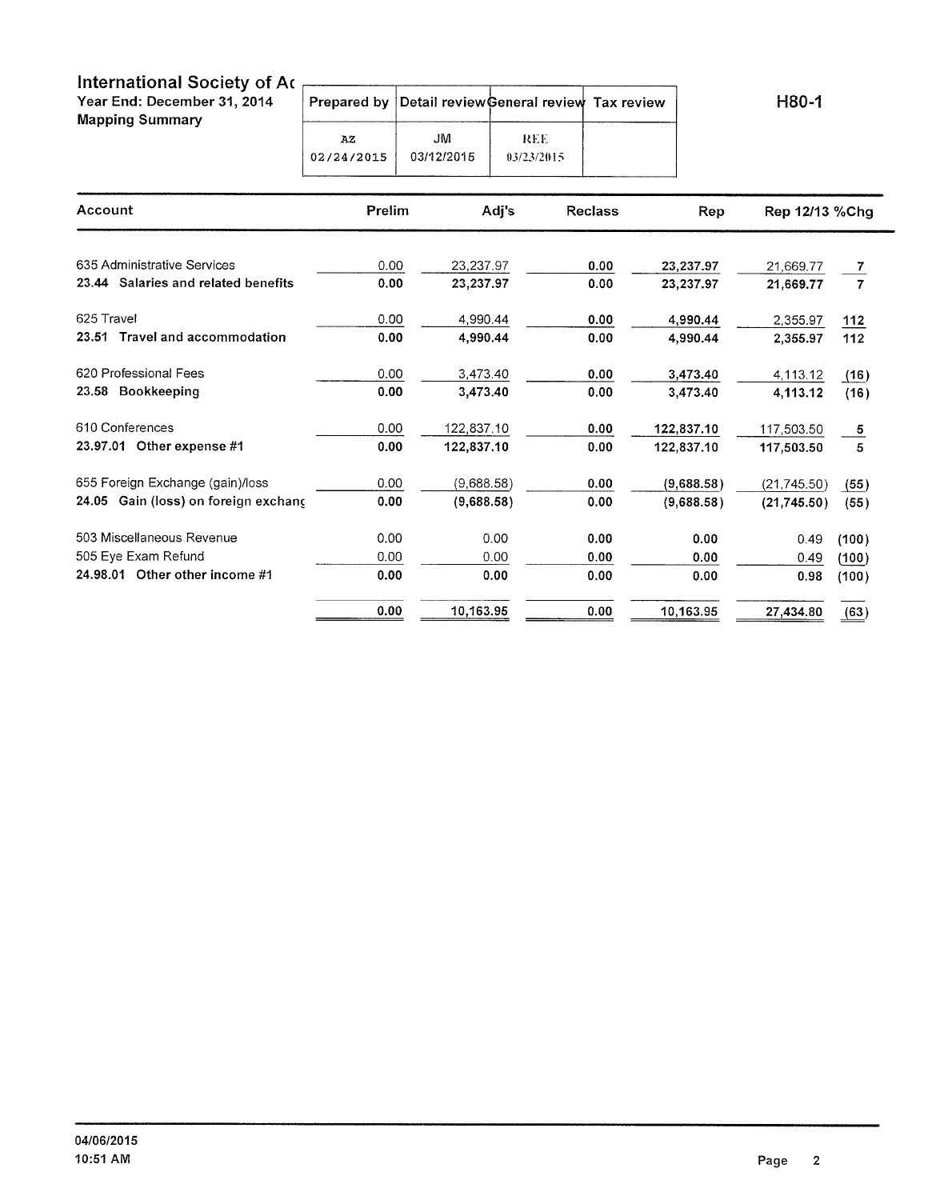**International Society of Ac**
**Year End: December 31, 2014**
**Mapping Summary**

| Prepared by | Detail review | General review | Tax review |
|---|---|---|---|
| AZ 02/24/2015 | JM 03/12/2015 | REE 03/23/2015 | |

**H80-1**

| Account | Prelim | Adj's | Reclass | Rep | Rep 12/13 | %Chg |
|---|---|---|---|---|---|---|
| 635 Administrative Services | 0.00 | 23,237.97 | 0.00 | 23,237.97 | 21,669.77 | 7 |
| **23.44 Salaries and related benefits** | **0.00** | **23,237.97** | **0.00** | **23,237.97** | **21,669.77** | **7** |
| 625 Travel | 0.00 | 4,990.44 | 0.00 | 4,990.44 | 2,355.97 | 112 |
| **23.51 Travel and accommodation** | **0.00** | **4,990.44** | **0.00** | **4,990.44** | **2,355.97** | **112** |
| 620 Professional Fees | 0.00 | 3,473.40 | 0.00 | 3,473.40 | 4,113.12 | (16) |
| **23.58 Bookkeeping** | **0.00** | **3,473.40** | **0.00** | **3,473.40** | **4,113.12** | **(16)** |
| 610 Conferences | 0.00 | 122,837.10 | 0.00 | 122,837.10 | 117,503.50 | 5 |
| **23.97.01 Other expense #1** | **0.00** | **122,837.10** | **0.00** | **122,837.10** | **117,503.50** | **5** |
| 655 Foreign Exchange (gain)/loss | 0.00 | (9,688.58) | 0.00 | (9,688.58) | (21,745.50) | (55) |
| **24.05 Gain (loss) on foreign exchang** | **0.00** | **(9,688.58)** | **0.00** | **(9,688.58)** | **(21,745.50)** | **(55)** |
| 503 Miscellaneous Revenue | 0.00 | 0.00 | 0.00 | 0.00 | 0.49 | (100) |
| 505 Eye Exam Refund | 0.00 | 0.00 | 0.00 | 0.00 | 0.49 | (100) |
| **24.98.01 Other other income #1** | **0.00** | **0.00** | **0.00** | **0.00** | **0.98** | **(100)** |
| | 0.00 | 10,163.95 | 0.00 | 10,163.95 | 27,434.80 | (63) |

04/06/2015
10:51 AM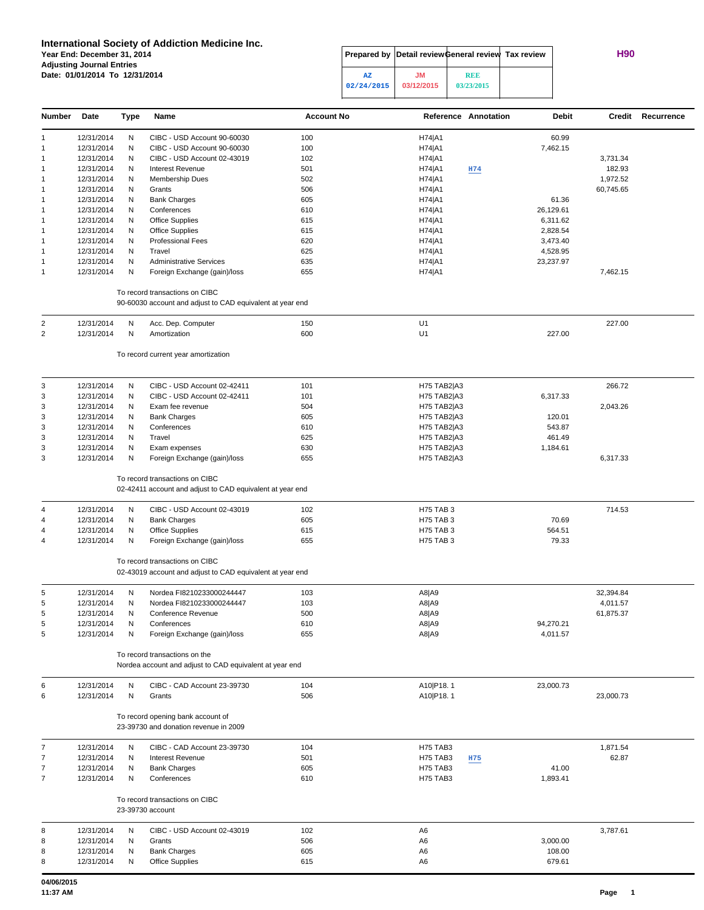**International Society of Addiction Medicine Inc.**
**Year End: December 31, 2014**
**Adjusting Journal Entries**
**Date: 01/01/2014 To 12/31/2014**

| Prepared by | Detail review | General review | Tax review |
|---|---|---|---|
| AZ 02/24/2015 | JM 03/12/2015 | REE 03/23/2015 | |

**H90**

| Number | Date | Type | Name | Account No | Reference | Annotation | Debit | Credit | Recurrence |
|---|---|---|---|---|---|---|---|---|---|
| 1 | 12/31/2014 | N | CIBC - USD Account 90-60030 | 100 | H74\|A1 | | 60.99 | | |
| 1 | 12/31/2014 | N | CIBC - USD Account 90-60030 | 100 | H74\|A1 | | 7,462.15 | | |
| 1 | 12/31/2014 | N | CIBC - USD Account 02-43019 | 102 | H74\|A1 | | | 3,731.34 | |
| 1 | 12/31/2014 | N | Interest Revenue | 501 | H74\|A1 | H74 | | 182.93 | |
| 1 | 12/31/2014 | N | Membership Dues | 502 | H74\|A1 | | | 1,972.52 | |
| 1 | 12/31/2014 | N | Grants | 506 | H74\|A1 | | | 60,745.65 | |
| 1 | 12/31/2014 | N | Bank Charges | 605 | H74\|A1 | | 61.36 | | |
| 1 | 12/31/2014 | N | Conferences | 610 | H74\|A1 | | 26,129.61 | | |
| 1 | 12/31/2014 | N | Office Supplies | 615 | H74\|A1 | | 6,311.62 | | |
| 1 | 12/31/2014 | N | Office Supplies | 615 | H74\|A1 | | 2,828.54 | | |
| 1 | 12/31/2014 | N | Professional Fees | 620 | H74\|A1 | | 3,473.40 | | |
| 1 | 12/31/2014 | N | Travel | 625 | H74\|A1 | | 4,528.95 | | |
| 1 | 12/31/2014 | N | Administrative Services | 635 | H74\|A1 | | 23,237.97 | | |
| 1 | 12/31/2014 | N | Foreign Exchange (gain)/loss | 655 | H74\|A1 | | | 7,462.15 | |
| | | | To record transactions on CIBC 90-60030 account and adjust to CAD equivalent at year end | | | | | | |
| 2 | 12/31/2014 | N | Acc. Dep. Computer | 150 | U1 | | | 227.00 | |
| 2 | 12/31/2014 | N | Amortization | 600 | U1 | | 227.00 | | |
| | | | To record current year amortization | | | | | | |
| 3 | 12/31/2014 | N | CIBC - USD Account 02-42411 | 101 | H75 TAB2\|A3 | | | 266.72 | |
| 3 | 12/31/2014 | N | CIBC - USD Account 02-42411 | 101 | H75 TAB2\|A3 | | 6,317.33 | | |
| 3 | 12/31/2014 | N | Exam fee revenue | 504 | H75 TAB2\|A3 | | | 2,043.26 | |
| 3 | 12/31/2014 | N | Bank Charges | 605 | H75 TAB2\|A3 | | 120.01 | | |
| 3 | 12/31/2014 | N | Conferences | 610 | H75 TAB2\|A3 | | 543.87 | | |
| 3 | 12/31/2014 | N | Travel | 625 | H75 TAB2\|A3 | | 461.49 | | |
| 3 | 12/31/2014 | N | Exam expenses | 630 | H75 TAB2\|A3 | | 1,184.61 | | |
| 3 | 12/31/2014 | N | Foreign Exchange (gain)/loss | 655 | H75 TAB2\|A3 | | | 6,317.33 | |
| | | | To record transactions on CIBC 02-42411 account and adjust to CAD equivalent at year end | | | | | | |
| 4 | 12/31/2014 | N | CIBC - USD Account 02-43019 | 102 | H75 TAB 3 | | | 714.53 | |
| 4 | 12/31/2014 | N | Bank Charges | 605 | H75 TAB 3 | | 70.69 | | |
| 4 | 12/31/2014 | N | Office Supplies | 615 | H75 TAB 3 | | 564.51 | | |
| 4 | 12/31/2014 | N | Foreign Exchange (gain)/loss | 655 | H75 TAB 3 | | 79.33 | | |
| | | | To record transactions on CIBC 02-43019 account and adjust to CAD equivalent at year end | | | | | | |
| 5 | 12/31/2014 | N | Nordea FI8210233000244447 | 103 | A8\|A9 | | | 32,394.84 | |
| 5 | 12/31/2014 | N | Nordea FI8210233000244447 | 103 | A8\|A9 | | | 4,011.57 | |
| 5 | 12/31/2014 | N | Conference Revenue | 500 | A8\|A9 | | | 61,875.37 | |
| 5 | 12/31/2014 | N | Conferences | 610 | A8\|A9 | | 94,270.21 | | |
| 5 | 12/31/2014 | N | Foreign Exchange (gain)/loss | 655 | A8\|A9 | | 4,011.57 | | |
| | | | To record transactions on the Nordea account and adjust to CAD equivalent at year end | | | | | | |
| 6 | 12/31/2014 | N | CIBC - CAD Account 23-39730 | 104 | A10\|P18. 1 | | 23,000.73 | | |
| 6 | 12/31/2014 | N | Grants | 506 | A10\|P18. 1 | | | 23,000.73 | |
| | | | To record opening bank account of 23-39730 and donation revenue in 2009 | | | | | | |
| 7 | 12/31/2014 | N | CIBC - CAD Account 23-39730 | 104 | H75 TAB3 | | | 1,871.54 | |
| 7 | 12/31/2014 | N | Interest Revenue | 501 | H75 TAB3 | H75 | | 62.87 | |
| 7 | 12/31/2014 | N | Bank Charges | 605 | H75 TAB3 | | 41.00 | | |
| 7 | 12/31/2014 | N | Conferences | 610 | H75 TAB3 | | 1,893.41 | | |
| | | | To record transactions on CIBC 23-39730 account | | | | | | |
| 8 | 12/31/2014 | N | CIBC - USD Account 02-43019 | 102 | A6 | | | 3,787.61 | |
| 8 | 12/31/2014 | N | Grants | 506 | A6 | | 3,000.00 | | |
| 8 | 12/31/2014 | N | Bank Charges | 605 | A6 | | 108.00 | | |
| 8 | 12/31/2014 | N | Office Supplies | 615 | A6 | | 679.61 | | |

04/06/2015
11:37 AM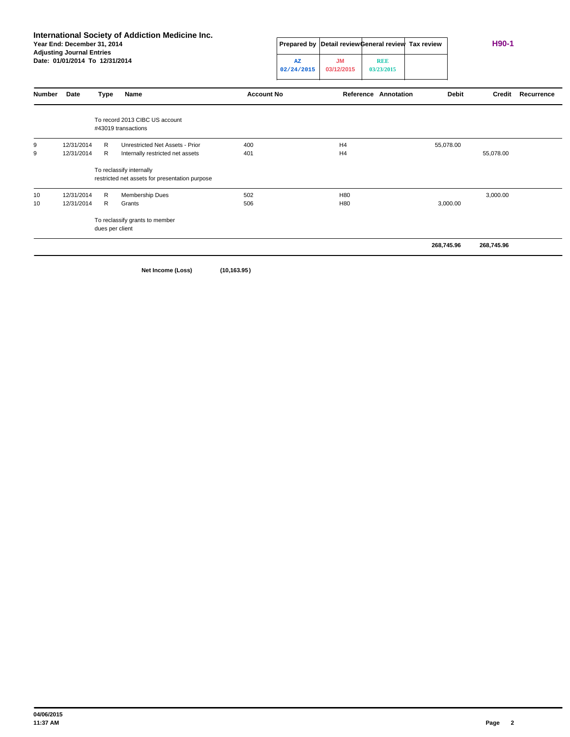**International Society of Addiction Medicine Inc.**
**Year End: December 31, 2014**
**Adjusting Journal Entries**
**Date: 01/01/2014 To 12/31/2014**

| Prepared by | Detail review | General review | Tax review |
|---|---|---|---|
| AZ 02/24/2015 | JM 03/12/2015 | REE 03/23/2015 | |

**H90-1**

| Number | Date | Type | Name | Account No | Reference | Annotation | Debit | Credit | Recurrence |
|---|---|---|---|---|---|---|---|---|---|
| | | | To record 2013 CIBC US account #43019 transactions | | | | | | |
| 9 | 12/31/2014 | R | Unrestricted Net Assets - Prior | 400 | H4 | | 55,078.00 | | |
| 9 | 12/31/2014 | R | Internally restricted net assets | 401 | H4 | | | 55,078.00 | |
| | | | To reclassify internally restricted net assets for presentation purpose | | | | | | |
| 10 | 12/31/2014 | R | Membership Dues | 502 | H80 | | | 3,000.00 | |
| 10 | 12/31/2014 | R | Grants | 506 | H80 | | 3,000.00 | | |
| | | | To reclassify grants to member dues per client | | | | | | |
| | | | | | | | **268,745.96** | **268,745.96** | |

**Net Income (Loss)** **(10,163.95)**

**04/06/2015**
**11:37 AM**